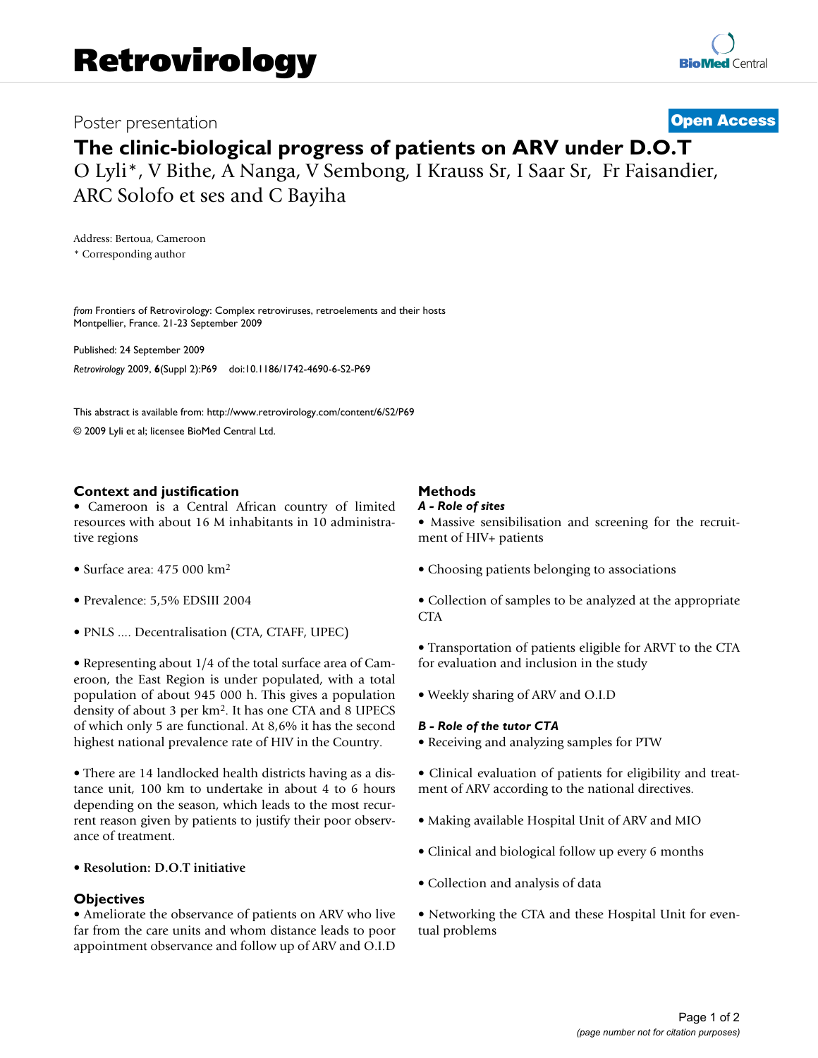Poster presentation

**Open Access**

# The clinic-biological progress of patients on ARV under D.O.T

O Lyli*, V Bithe, A Nanga, V Sembong, I Krauss Sr, I Saar Sr, Fr Faisandier, ARC Solofo et ses and C Bayiha

Address: Bertoua, Cameroon

\* Corresponding author

*from* Frontiers of Retrovirology: Complex retroviruses, retroelements and their hosts
Montpellier, France. 21-23 September 2009

Published: 24 September 2009

*Retrovirology* 2009, **6**(Suppl 2):P69 doi:10.1186/1742-4690-6-S2-P69

This abstract is available from: http://www.retrovirology.com/content/6/S2/P69

© 2009 Lyli et al; licensee BioMed Central Ltd.

## Context and justification

• Cameroon is a Central African country of limited resources with about 16 M inhabitants in 10 administrative regions

• Surface area: 475 000 km$^2$

• Prevalence: 5,5% EDSIII 2004

• PNLS .... Decentralisation (CTA, CTAFF, UPEC)

• Representing about 1/4 of the total surface area of Cameroon, the East Region is under populated, with a total population of about 945 000 h. This gives a population density of about 3 per km$^2$. It has one CTA and 8 UPECS of which only 5 are functional. At 8,6% it has the second highest national prevalence rate of HIV in the Country.

• There are 14 landlocked health districts having as a distance unit, 100 km to undertake in about 4 to 6 hours depending on the season, which leads to the most recurrent reason given by patients to justify their poor observance of treatment.

• **Resolution: D.O.T initiative**

## Objectives

• Ameliorate the observance of patients on ARV who live far from the care units and whom distance leads to poor appointment observance and follow up of ARV and O.I.D

## Methods

***A - Role of sites***

• Massive sensibilisation and screening for the recruitment of HIV+ patients

• Choosing patients belonging to associations

• Collection of samples to be analyzed at the appropriate CTA

• Transportation of patients eligible for ARVT to the CTA for evaluation and inclusion in the study

• Weekly sharing of ARV and O.I.D

***B - Role of the tutor CTA***

• Receiving and analyzing samples for PTW

• Clinical evaluation of patients for eligibility and treatment of ARV according to the national directives.

• Making available Hospital Unit of ARV and MIO

• Clinical and biological follow up every 6 months

• Collection and analysis of data

• Networking the CTA and these Hospital Unit for eventual problems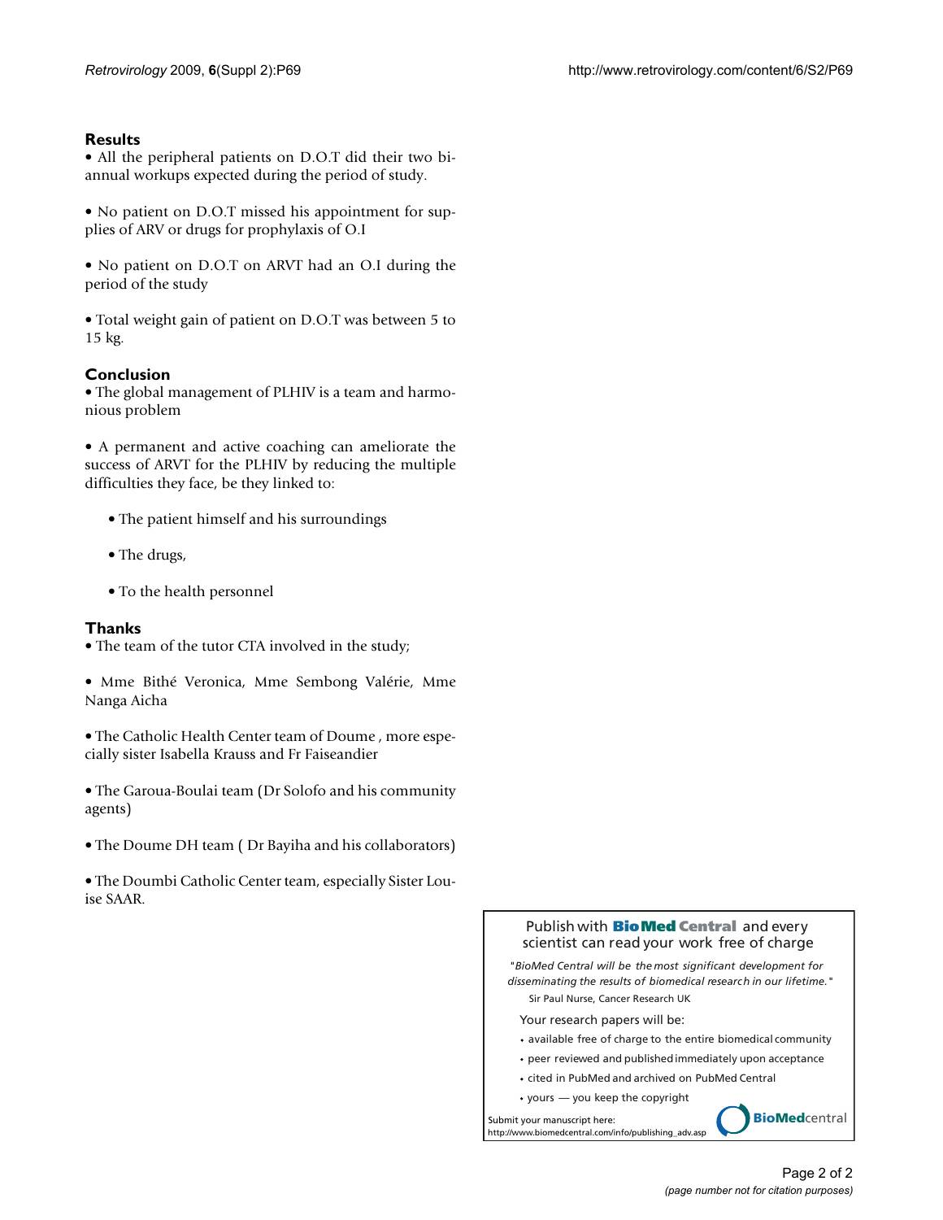## Results

• All the peripheral patients on D.O.T did their two bi-annual workups expected during the period of study.

• No patient on D.O.T missed his appointment for supplies of ARV or drugs for prophylaxis of O.I

• No patient on D.O.T on ARVT had an O.I during the period of the study

• Total weight gain of patient on D.O.T was between 5 to 15 kg.

## Conclusion

• The global management of PLHIV is a team and harmonious problem

• A permanent and active coaching can ameliorate the success of ARVT for the PLHIV by reducing the multiple difficulties they face, be they linked to:

  • The patient himself and his surroundings

  • The drugs,

  • To the health personnel

## Thanks

• The team of the tutor CTA involved in the study;

• Mme Bithé Veronica, Mme Sembong Valérie, Mme Nanga Aicha

• The Catholic Health Center team of Doume , more especially sister Isabella Krauss and Fr Faiseandier

• The Garoua-Boulai team (Dr Solofo and his community agents)

• The Doume DH team ( Dr Bayiha and his collaborators)

• The Doumbi Catholic Center team, especially Sister Louise SAAR.

Publish with **BioMed Central** and every scientist can read your work free of charge

*"BioMed Central will be the most significant development for disseminating the results of biomedical research in our lifetime."*

Sir Paul Nurse, Cancer Research UK

Your research papers will be:

- available free of charge to the entire biomedical community
- peer reviewed and published immediately upon acceptance
- cited in PubMed and archived on PubMed Central
- yours — you keep the copyright

Submit your manuscript here:
http://www.biomedcentral.com/info/publishing_adv.asp

**BioMed**central